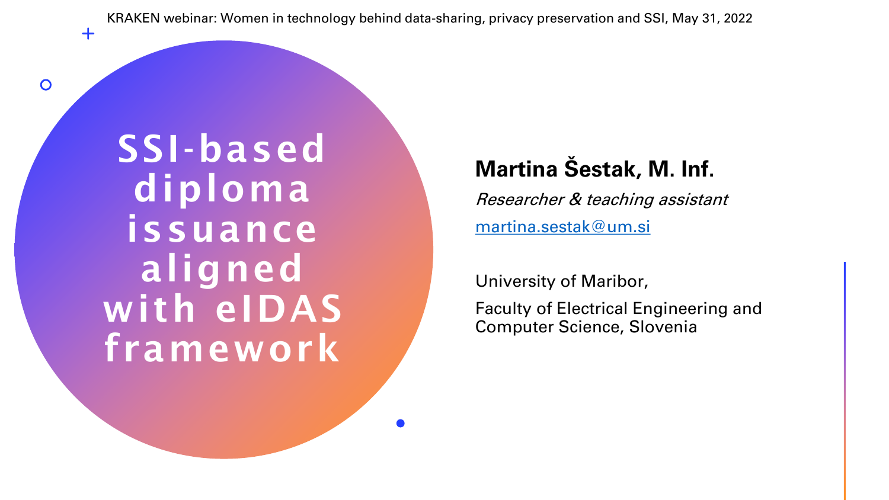KRAKEN webinar: Women in technology behind data-sharing, privacy preservation and SSI, May 31, 2022

# SSI-based diploma issuance aligned with eIDAS framework

**Martina Šestak, M. Inf.**

*Researcher & teaching assistant*

martina.sestak@um.si

University of Maribor,

Faculty of Electrical Engineering and Computer Science, Slovenia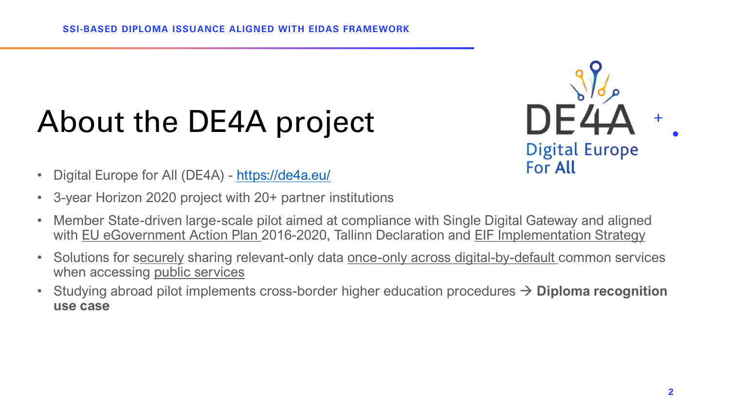# About the DE4A project

- Digital Europe for All (DE4A) - [https://de4a.eu/](https://de4a.eu/)
- 3-year Horizon 2020 project with 20+ partner institutions
- Member State-driven large-scale pilot aimed at compliance with Single Digital Gateway and aligned with EU eGovernment Action Plan 2016-2020, Tallinn Declaration and EIF Implementation Strategy
- Solutions for securely sharing relevant-only data once-only across digital-by-default common services when accessing public services
- Studying abroad pilot implements cross-border higher education procedures → **Diploma recognition use case**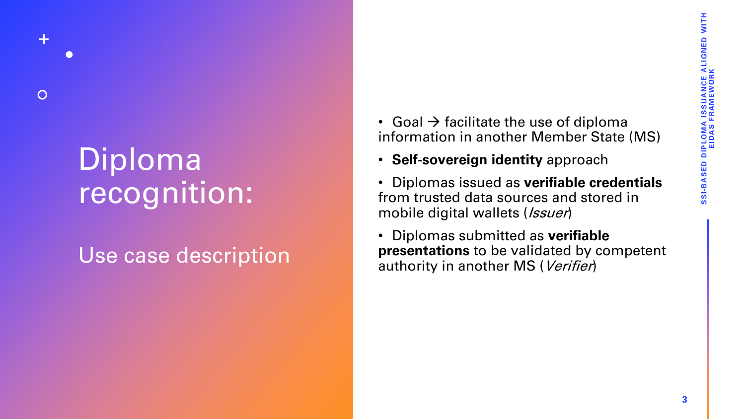# Diploma recognition:

## Use case description

- Goal → facilitate the use of diploma information in another Member State (MS)
- **Self-sovereign identity** approach
- Diplomas issued as **verifiable credentials** from trusted data sources and stored in mobile digital wallets (*Issuer*)
- Diplomas submitted as **verifiable presentations** to be validated by competent authority in another MS (*Verifier*)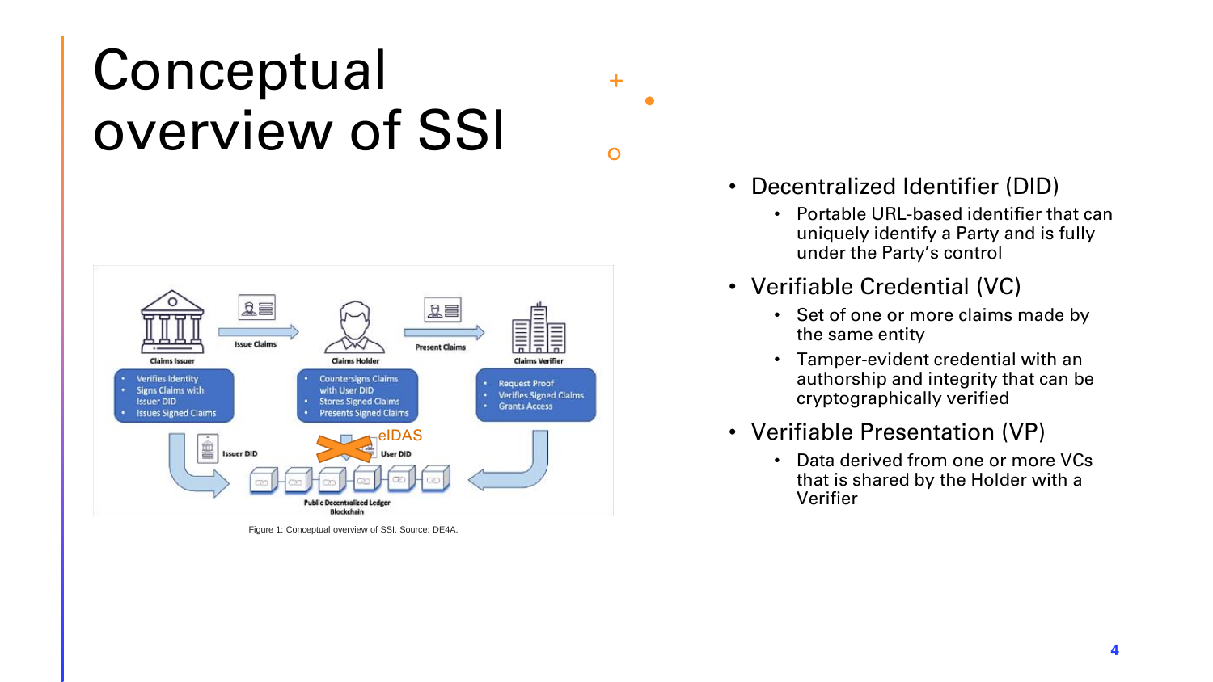# Conceptual overview of SSI

Figure 1: Conceptual overview of SSI. Source: DE4A.

- Decentralized Identifier (DID)
  - Portable URL-based identifier that can uniquely identify a Party and is fully under the Party's control
- Verifiable Credential (VC)
  - Set of one or more claims made by the same entity
  - Tamper-evident credential with an authorship and integrity that can be cryptographically verified
- Verifiable Presentation (VP)
  - Data derived from one or more VCs that is shared by the Holder with a Verifier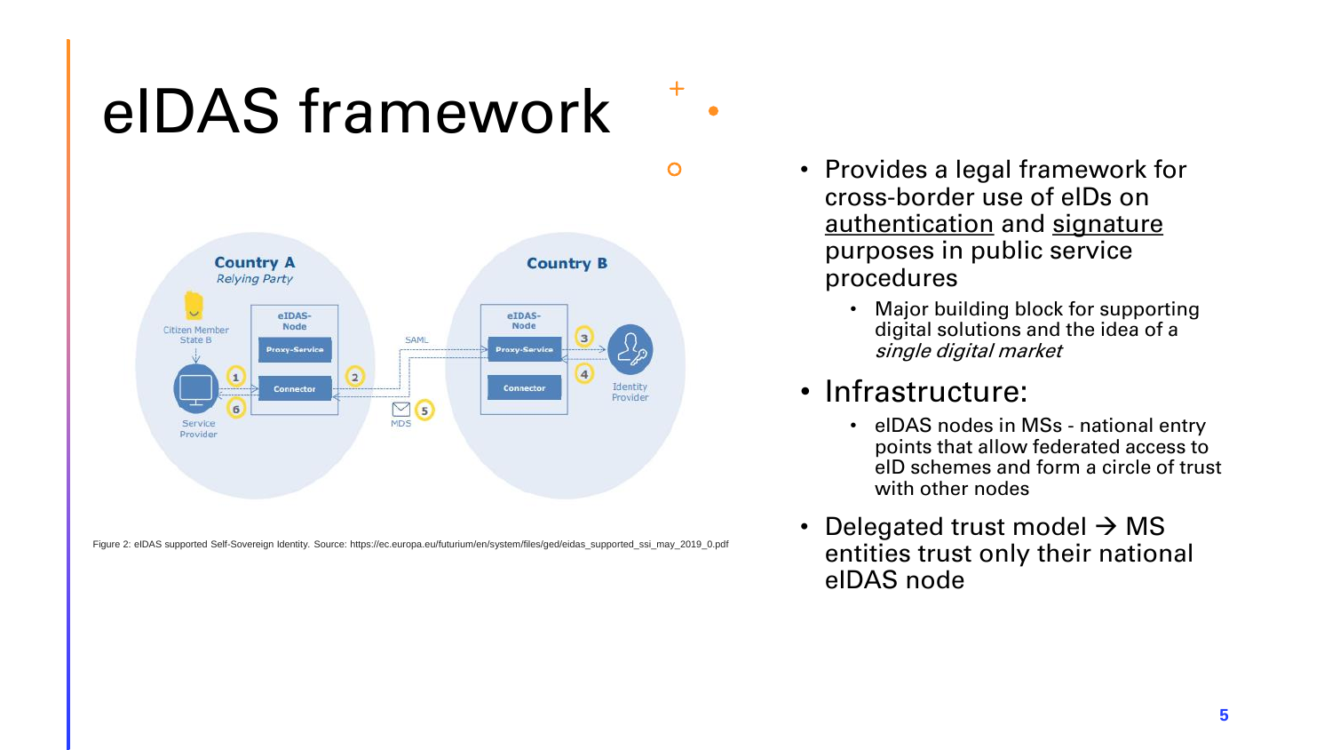# eIDAS framework

Figure 2: eIDAS supported Self-Sovereign Identity. Source: https://ec.europa.eu/futurium/en/system/files/ged/eidas_supported_ssi_may_2019_0.pdf

- Provides a legal framework for cross-border use of eIDs on authentication and signature purposes in public service procedures
  - Major building block for supporting digital solutions and the idea of a *single digital market*
- Infrastructure:
  - eIDAS nodes in MSs - national entry points that allow federated access to eID schemes and form a circle of trust with other nodes
- Delegated trust model → MS entities trust only their national eIDAS node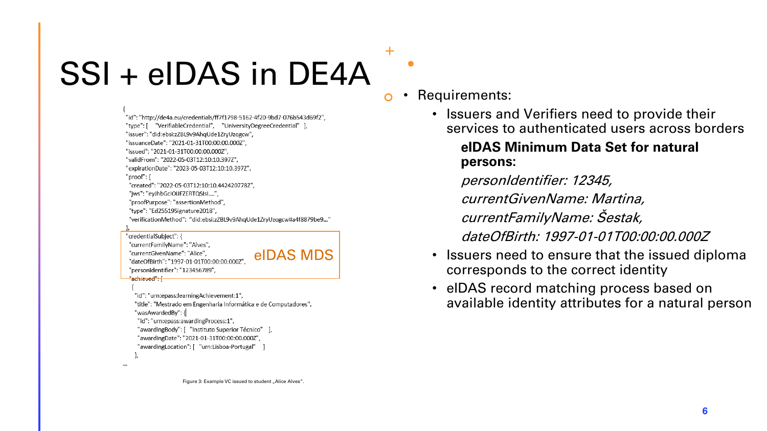# SSI + eIDAS in DE4A

```
{
 "id": "http://de4a.eu/credentials/ff7f1798-5162-4f20-9bd7-076b543d69f2",
 "type": [   "VerifiableCredential",   "UniversityDegreeCredential"  ],
 "issuer": "did:ebsi:zZBL9v9AhqUde1ZryUzogcw",
 "issuanceDate": "2021-01-31T00:00:00.000Z",
 "issued": "2021-01-31T00:00:00.000Z",
 "validFrom": "2022-05-03T12:10:10.397Z",
 "expirationDate": "2023-05-03T12:10:10.397Z",
 "proof": {
  "created": "2022-05-03T12:10:10.442420778Z",
  "jws": "eyJhbGciOiJFZERTQSIsI....",
  "proofPurpose": "assertionMethod",
  "type": "Ed25519Signature2018",
  "verificationMethod": "did:ebsi:zZBL9v9AhqUde1ZryUzogcw#a4f8879be9..."
 },
 "credentialSubject": {
  "currentFamilyName": "Alves",
  "currentGivenName": "Alice",
  "dateOfBirth": "1997-01-01T00:00:00.000Z",
  "personIdentifier": "123456789",
  "achieved": [
   {
    "id": "urn:epass:learningAchievement:1",
    "title": "Mestrado em Engenharia Informática e de Computadores",
    "wasAwardedBy": {
     "id": "urn:epass:awardingProcess:1",
     "awardingBody": [  "Instituto Superior Técnico"  ],
     "awardingDate": "2021-01-31T00:00:00.000Z",
     "awardingLocation": [  "urn:Lisboa-Portugal"  ]
    },
...
```

eIDAS MDS

Figure 3: Example VC issued to student „Alice Alves".

- Requirements:
  - Issuers and Verifiers need to provide their services to authenticated users across borders

    **eIDAS Minimum Data Set for natural persons:**

    *personIdentifier: 12345,*

    *currentGivenName: Martina,*

    *currentFamilyName: Šestak,*

    *dateOfBirth: 1997-01-01T00:00:00.000Z*
  - Issuers need to ensure that the issued diploma corresponds to the correct identity
  - eIDAS record matching process based on available identity attributes for a natural person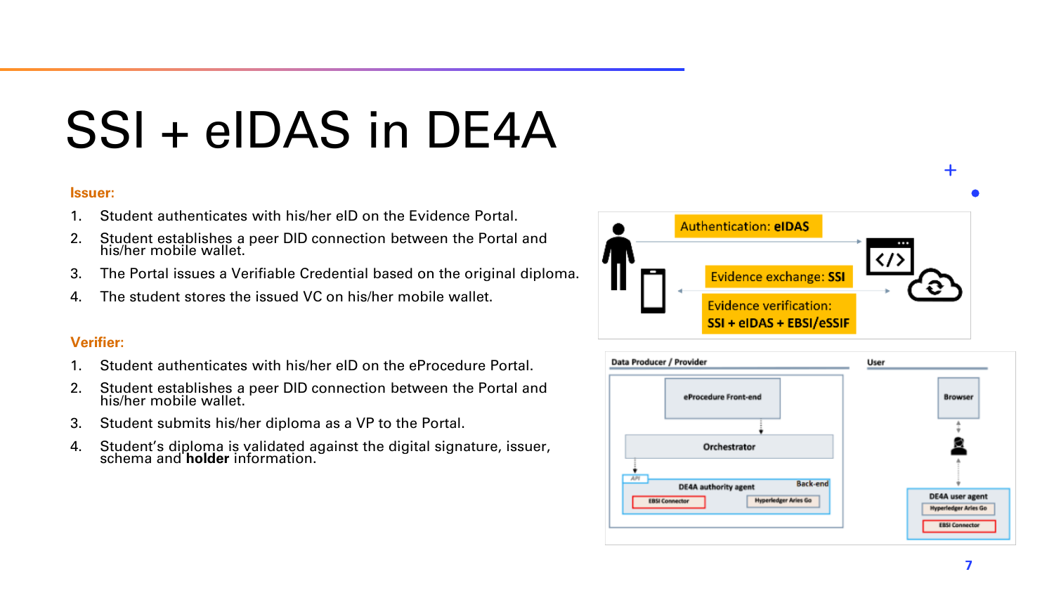# SSI + eIDAS in DE4A

**Issuer:**

1. Student authenticates with his/her eID on the Evidence Portal.
2. Student establishes a peer DID connection between the Portal and his/her mobile wallet.
3. The Portal issues a Verifiable Credential based on the original diploma.
4. The student stores the issued VC on his/her mobile wallet.

**Verifier:**

1. Student authenticates with his/her eID on the eProcedure Portal.
2. Student establishes a peer DID connection between the Portal and his/her mobile wallet.
3. Student submits his/her diploma as a VP to the Portal.
4. Student's diploma is validated against the digital signature, issuer, schema and **holder** information.

Authentication: **eIDAS**

Evidence exchange: **SSI**

Evidence verification: **SSI + eIDAS + EBSI/eSSIF**

Data Producer / Provider

- eProcedure Front-end
- Orchestrator
- API
- DE4A authority agent
- Back-end
- EBSI Connector
- Hyperledger Aries Go

User

- Browser
- DE4A user agent
- Hyperledger Aries Go
- EBSI Connector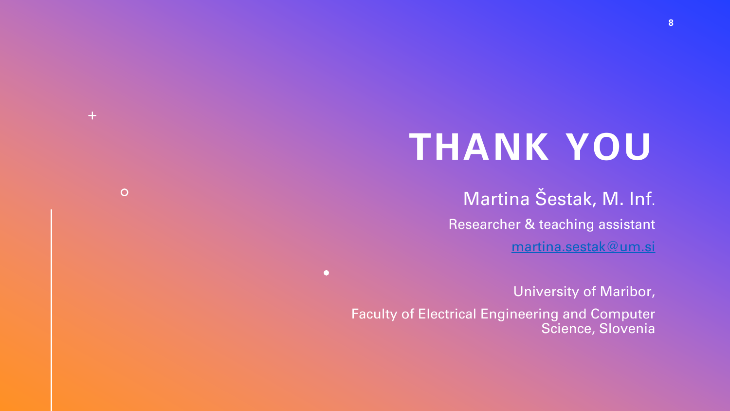# THANK YOU

Martina Šestak, M. Inf.

Researcher & teaching assistant

martina.sestak@um.si

University of Maribor,

Faculty of Electrical Engineering and Computer Science, Slovenia